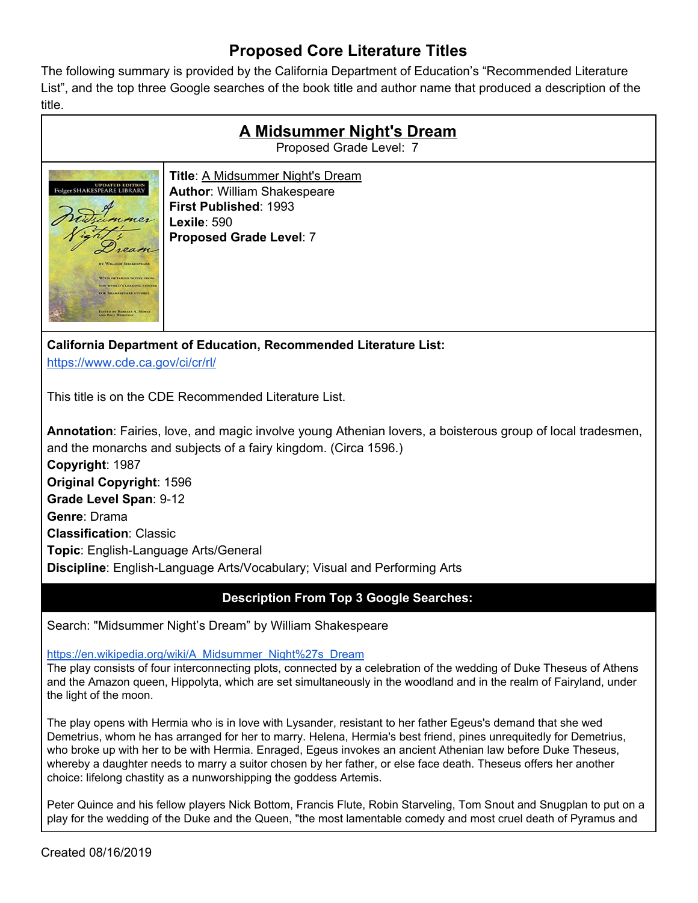# Proposed Core Literature Titles

The following summary is provided by the California Department of Education's "Recommended Literature List", and the top three Google searches of the book title and author name that produced a description of the title.

## A Midsummer Night's Dream

Proposed Grade Level: 7

**Title**: A Midsummer Night's Dream
**Author**: William Shakespeare
**First Published**: 1993
**Lexile**: 590
**Proposed Grade Level**: 7

**California Department of Education, Recommended Literature List:**
https://www.cde.ca.gov/ci/cr/rl/

This title is on the CDE Recommended Literature List.

**Annotation**: Fairies, love, and magic involve young Athenian lovers, a boisterous group of local tradesmen, and the monarchs and subjects of a fairy kingdom. (Circa 1596.)
**Copyright**: 1987
**Original Copyright**: 1596
**Grade Level Span**: 9-12
**Genre**: Drama
**Classification**: Classic
**Topic**: English-Language Arts/General
**Discipline**: English-Language Arts/Vocabulary; Visual and Performing Arts

### Description From Top 3 Google Searches:

Search: "Midsummer Night's Dream" by William Shakespeare

https://en.wikipedia.org/wiki/A_Midsummer_Night%27s_Dream
The play consists of four interconnecting plots, connected by a celebration of the wedding of Duke Theseus of Athens and the Amazon queen, Hippolyta, which are set simultaneously in the woodland and in the realm of Fairyland, under the light of the moon.

The play opens with Hermia who is in love with Lysander, resistant to her father Egeus's demand that she wed Demetrius, whom he has arranged for her to marry. Helena, Hermia's best friend, pines unrequitedly for Demetrius, who broke up with her to be with Hermia. Enraged, Egeus invokes an ancient Athenian law before Duke Theseus, whereby a daughter needs to marry a suitor chosen by her father, or else face death. Theseus offers her another choice: lifelong chastity as a nunworshipping the goddess Artemis.

Peter Quince and his fellow players Nick Bottom, Francis Flute, Robin Starveling, Tom Snout and Snugplan to put on a play for the wedding of the Duke and the Queen, "the most lamentable comedy and most cruel death of Pyramus and

Created 08/16/2019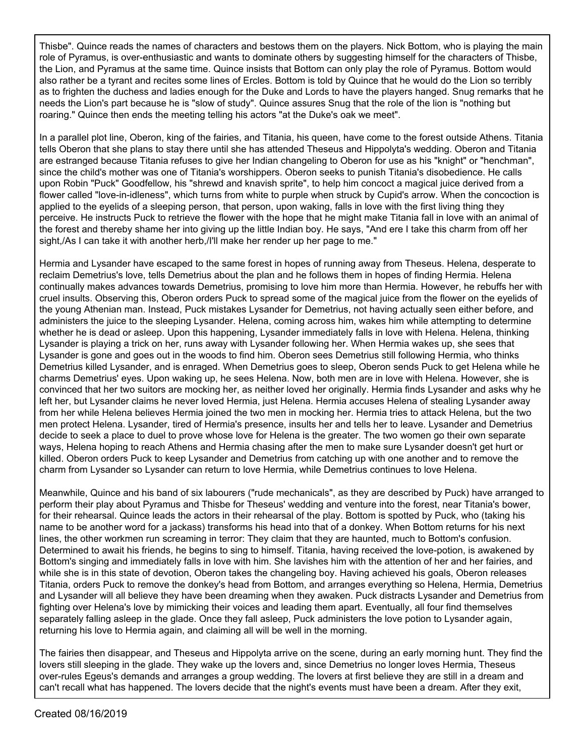Thisbe". Quince reads the names of characters and bestows them on the players. Nick Bottom, who is playing the main role of Pyramus, is over-enthusiastic and wants to dominate others by suggesting himself for the characters of Thisbe, the Lion, and Pyramus at the same time. Quince insists that Bottom can only play the role of Pyramus. Bottom would also rather be a tyrant and recites some lines of Ercles. Bottom is told by Quince that he would do the Lion so terribly as to frighten the duchess and ladies enough for the Duke and Lords to have the players hanged. Snug remarks that he needs the Lion's part because he is "slow of study". Quince assures Snug that the role of the lion is "nothing but roaring." Quince then ends the meeting telling his actors "at the Duke's oak we meet".

In a parallel plot line, Oberon, king of the fairies, and Titania, his queen, have come to the forest outside Athens. Titania tells Oberon that she plans to stay there until she has attended Theseus and Hippolyta's wedding. Oberon and Titania are estranged because Titania refuses to give her Indian changeling to Oberon for use as his "knight" or "henchman", since the child's mother was one of Titania's worshippers. Oberon seeks to punish Titania's disobedience. He calls upon Robin "Puck" Goodfellow, his "shrewd and knavish sprite", to help him concoct a magical juice derived from a flower called "love-in-idleness", which turns from white to purple when struck by Cupid's arrow. When the concoction is applied to the eyelids of a sleeping person, that person, upon waking, falls in love with the first living thing they perceive. He instructs Puck to retrieve the flower with the hope that he might make Titania fall in love with an animal of the forest and thereby shame her into giving up the little Indian boy. He says, "And ere I take this charm from off her sight,/As I can take it with another herb,/I'll make her render up her page to me."

Hermia and Lysander have escaped to the same forest in hopes of running away from Theseus. Helena, desperate to reclaim Demetrius's love, tells Demetrius about the plan and he follows them in hopes of finding Hermia. Helena continually makes advances towards Demetrius, promising to love him more than Hermia. However, he rebuffs her with cruel insults. Observing this, Oberon orders Puck to spread some of the magical juice from the flower on the eyelids of the young Athenian man. Instead, Puck mistakes Lysander for Demetrius, not having actually seen either before, and administers the juice to the sleeping Lysander. Helena, coming across him, wakes him while attempting to determine whether he is dead or asleep. Upon this happening, Lysander immediately falls in love with Helena. Helena, thinking Lysander is playing a trick on her, runs away with Lysander following her. When Hermia wakes up, she sees that Lysander is gone and goes out in the woods to find him. Oberon sees Demetrius still following Hermia, who thinks Demetrius killed Lysander, and is enraged. When Demetrius goes to sleep, Oberon sends Puck to get Helena while he charms Demetrius' eyes. Upon waking up, he sees Helena. Now, both men are in love with Helena. However, she is convinced that her two suitors are mocking her, as neither loved her originally. Hermia finds Lysander and asks why he left her, but Lysander claims he never loved Hermia, just Helena. Hermia accuses Helena of stealing Lysander away from her while Helena believes Hermia joined the two men in mocking her. Hermia tries to attack Helena, but the two men protect Helena. Lysander, tired of Hermia's presence, insults her and tells her to leave. Lysander and Demetrius decide to seek a place to duel to prove whose love for Helena is the greater. The two women go their own separate ways, Helena hoping to reach Athens and Hermia chasing after the men to make sure Lysander doesn't get hurt or killed. Oberon orders Puck to keep Lysander and Demetrius from catching up with one another and to remove the charm from Lysander so Lysander can return to love Hermia, while Demetrius continues to love Helena.

Meanwhile, Quince and his band of six labourers ("rude mechanicals", as they are described by Puck) have arranged to perform their play about Pyramus and Thisbe for Theseus' wedding and venture into the forest, near Titania's bower, for their rehearsal. Quince leads the actors in their rehearsal of the play. Bottom is spotted by Puck, who (taking his name to be another word for a jackass) transforms his head into that of a donkey. When Bottom returns for his next lines, the other workmen run screaming in terror: They claim that they are haunted, much to Bottom's confusion. Determined to await his friends, he begins to sing to himself. Titania, having received the love-potion, is awakened by Bottom's singing and immediately falls in love with him. She lavishes him with the attention of her and her fairies, and while she is in this state of devotion, Oberon takes the changeling boy. Having achieved his goals, Oberon releases Titania, orders Puck to remove the donkey's head from Bottom, and arranges everything so Helena, Hermia, Demetrius and Lysander will all believe they have been dreaming when they awaken. Puck distracts Lysander and Demetrius from fighting over Helena's love by mimicking their voices and leading them apart. Eventually, all four find themselves separately falling asleep in the glade. Once they fall asleep, Puck administers the love potion to Lysander again, returning his love to Hermia again, and claiming all will be well in the morning.

The fairies then disappear, and Theseus and Hippolyta arrive on the scene, during an early morning hunt. They find the lovers still sleeping in the glade. They wake up the lovers and, since Demetrius no longer loves Hermia, Theseus over-rules Egeus's demands and arranges a group wedding. The lovers at first believe they are still in a dream and can't recall what has happened. The lovers decide that the night's events must have been a dream. After they exit,

Created 08/16/2019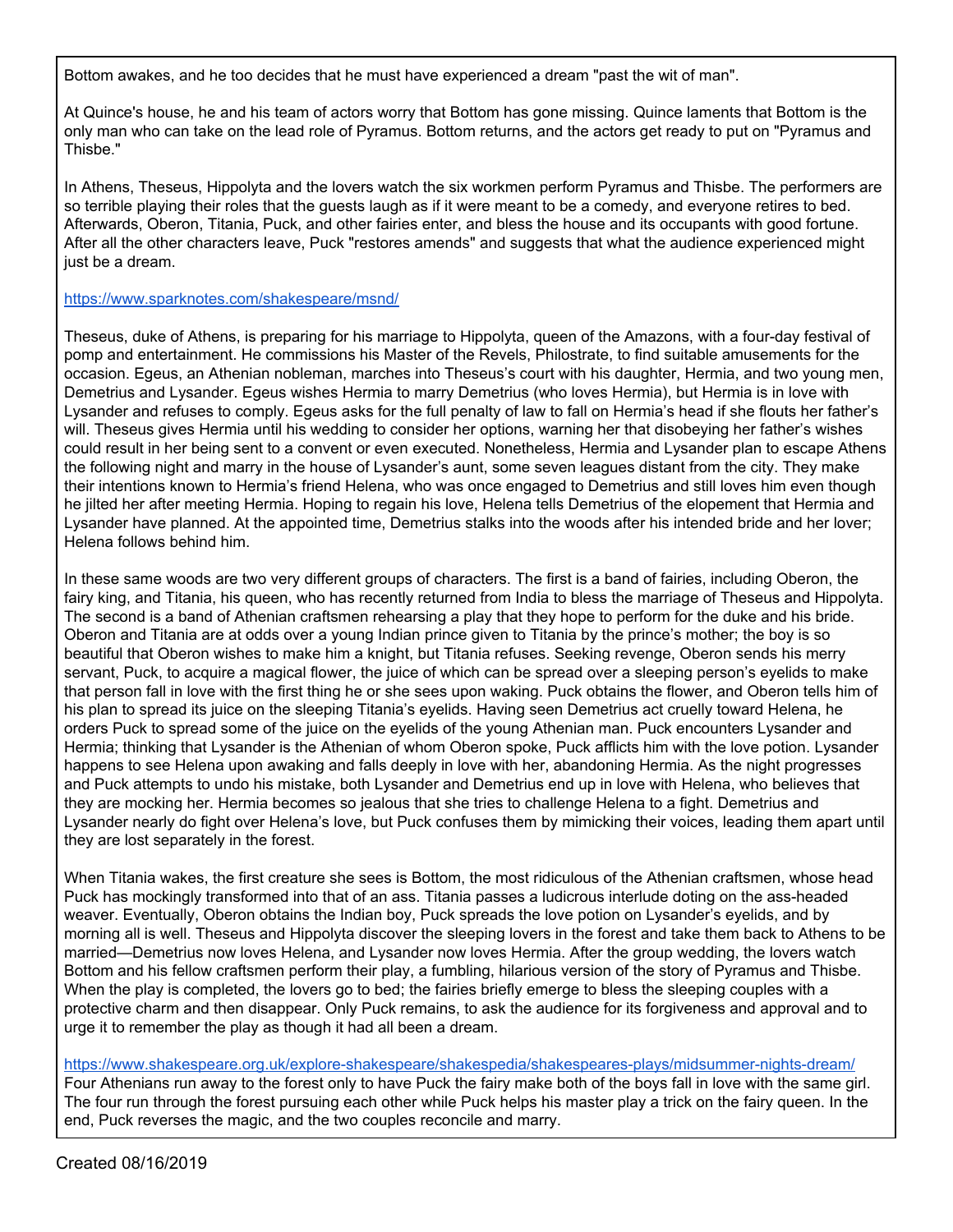Bottom awakes, and he too decides that he must have experienced a dream "past the wit of man".

At Quince's house, he and his team of actors worry that Bottom has gone missing. Quince laments that Bottom is the only man who can take on the lead role of Pyramus. Bottom returns, and the actors get ready to put on "Pyramus and Thisbe."

In Athens, Theseus, Hippolyta and the lovers watch the six workmen perform Pyramus and Thisbe. The performers are so terrible playing their roles that the guests laugh as if it were meant to be a comedy, and everyone retires to bed. Afterwards, Oberon, Titania, Puck, and other fairies enter, and bless the house and its occupants with good fortune. After all the other characters leave, Puck "restores amends" and suggests that what the audience experienced might just be a dream.

https://www.sparknotes.com/shakespeare/msnd/

Theseus, duke of Athens, is preparing for his marriage to Hippolyta, queen of the Amazons, with a four-day festival of pomp and entertainment. He commissions his Master of the Revels, Philostrate, to find suitable amusements for the occasion. Egeus, an Athenian nobleman, marches into Theseus's court with his daughter, Hermia, and two young men, Demetrius and Lysander. Egeus wishes Hermia to marry Demetrius (who loves Hermia), but Hermia is in love with Lysander and refuses to comply. Egeus asks for the full penalty of law to fall on Hermia's head if she flouts her father's will. Theseus gives Hermia until his wedding to consider her options, warning her that disobeying her father's wishes could result in her being sent to a convent or even executed. Nonetheless, Hermia and Lysander plan to escape Athens the following night and marry in the house of Lysander's aunt, some seven leagues distant from the city. They make their intentions known to Hermia's friend Helena, who was once engaged to Demetrius and still loves him even though he jilted her after meeting Hermia. Hoping to regain his love, Helena tells Demetrius of the elopement that Hermia and Lysander have planned. At the appointed time, Demetrius stalks into the woods after his intended bride and her lover; Helena follows behind him.

In these same woods are two very different groups of characters. The first is a band of fairies, including Oberon, the fairy king, and Titania, his queen, who has recently returned from India to bless the marriage of Theseus and Hippolyta. The second is a band of Athenian craftsmen rehearsing a play that they hope to perform for the duke and his bride. Oberon and Titania are at odds over a young Indian prince given to Titania by the prince's mother; the boy is so beautiful that Oberon wishes to make him a knight, but Titania refuses. Seeking revenge, Oberon sends his merry servant, Puck, to acquire a magical flower, the juice of which can be spread over a sleeping person's eyelids to make that person fall in love with the first thing he or she sees upon waking. Puck obtains the flower, and Oberon tells him of his plan to spread its juice on the sleeping Titania's eyelids. Having seen Demetrius act cruelly toward Helena, he orders Puck to spread some of the juice on the eyelids of the young Athenian man. Puck encounters Lysander and Hermia; thinking that Lysander is the Athenian of whom Oberon spoke, Puck afflicts him with the love potion. Lysander happens to see Helena upon awaking and falls deeply in love with her, abandoning Hermia. As the night progresses and Puck attempts to undo his mistake, both Lysander and Demetrius end up in love with Helena, who believes that they are mocking her. Hermia becomes so jealous that she tries to challenge Helena to a fight. Demetrius and Lysander nearly do fight over Helena's love, but Puck confuses them by mimicking their voices, leading them apart until they are lost separately in the forest.

When Titania wakes, the first creature she sees is Bottom, the most ridiculous of the Athenian craftsmen, whose head Puck has mockingly transformed into that of an ass. Titania passes a ludicrous interlude doting on the ass-headed weaver. Eventually, Oberon obtains the Indian boy, Puck spreads the love potion on Lysander's eyelids, and by morning all is well. Theseus and Hippolyta discover the sleeping lovers in the forest and take them back to Athens to be married—Demetrius now loves Helena, and Lysander now loves Hermia. After the group wedding, the lovers watch Bottom and his fellow craftsmen perform their play, a fumbling, hilarious version of the story of Pyramus and Thisbe. When the play is completed, the lovers go to bed; the fairies briefly emerge to bless the sleeping couples with a protective charm and then disappear. Only Puck remains, to ask the audience for its forgiveness and approval and to urge it to remember the play as though it had all been a dream.

https://www.shakespeare.org.uk/explore-shakespeare/shakespedia/shakespeares-plays/midsummer-nights-dream/

Four Athenians run away to the forest only to have Puck the fairy make both of the boys fall in love with the same girl. The four run through the forest pursuing each other while Puck helps his master play a trick on the fairy queen. In the end, Puck reverses the magic, and the two couples reconcile and marry.

Created 08/16/2019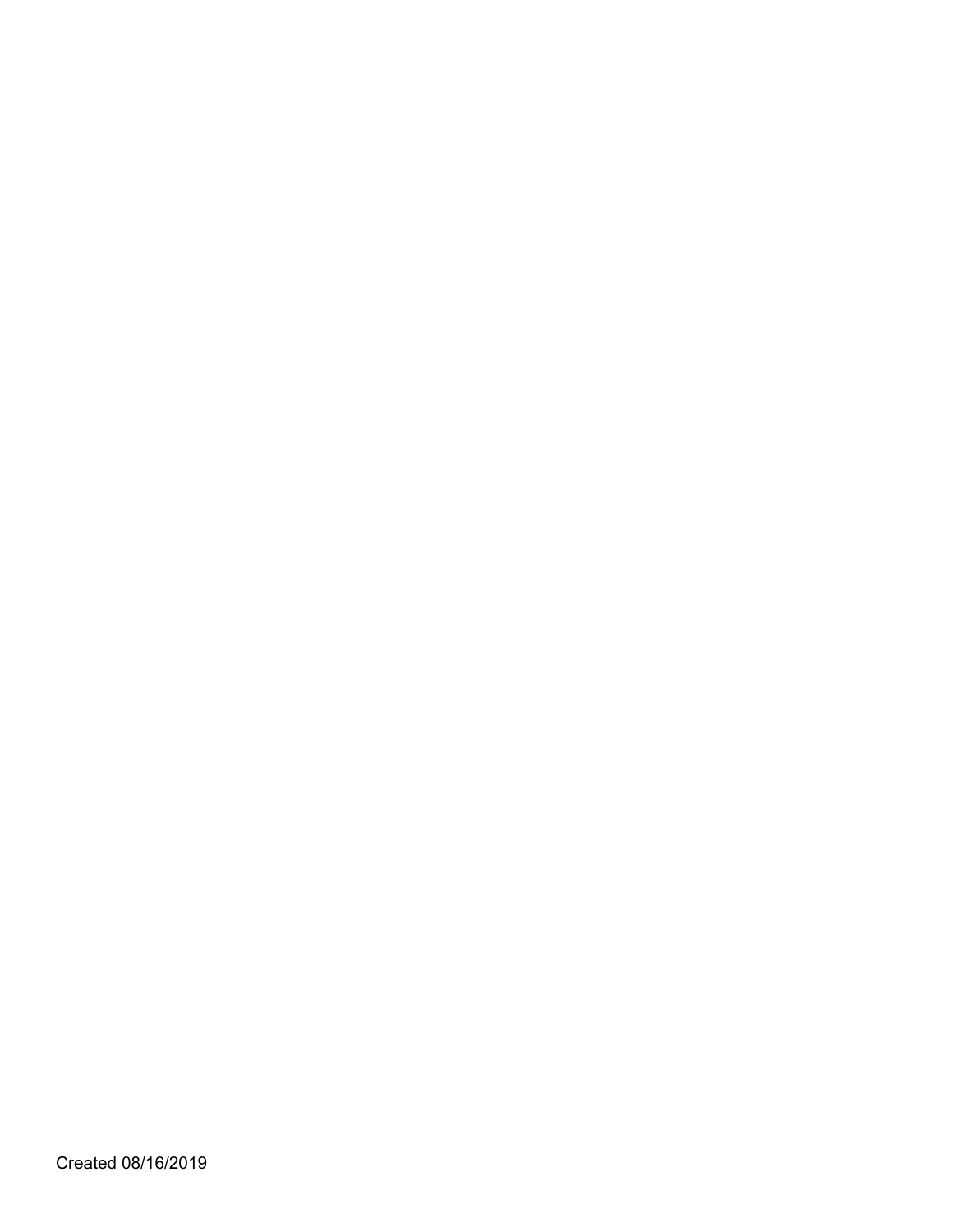Created 08/16/2019